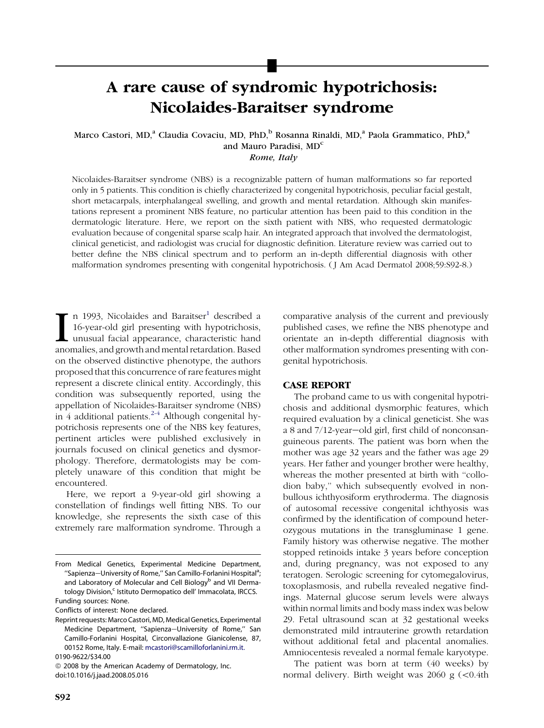# A rare cause of syndromic hypotrichosis: Nicolaides-Baraitser syndrome

Marco Castori, MD,[a] Claudia Covaciu, MD, PhD,[b] Rosanna Rinaldi, MD,[a] Paola Grammatico, PhD,[a] and Mauro Paradisi, MD[c]

*Rome, Italy*

Nicolaides-Baraitser syndrome (NBS) is a recognizable pattern of human malformations so far reported only in 5 patients. This condition is chiefly characterized by congenital hypotrichosis, peculiar facial gestalt, short metacarpals, interphalangeal swelling, and growth and mental retardation. Although skin manifestations represent a prominent NBS feature, no particular attention has been paid to this condition in the dermatologic literature. Here, we report on the sixth patient with NBS, who requested dermatologic evaluation because of congenital sparse scalp hair. An integrated approach that involved the dermatologist, clinical geneticist, and radiologist was crucial for diagnostic definition. Literature review was carried out to better define the NBS clinical spectrum and to perform an in-depth differential diagnosis with other malformation syndromes presenting with congenital hypotrichosis. (J Am Acad Dermatol 2008;59:S92-8.)

In 1993, Nicolaides and Baraitser[1] described a 16-year-old girl presenting with hypotrichosis, unusual facial appearance, characteristic hand anomalies, and growth and mental retardation. Based on the observed distinctive phenotype, the authors proposed that this concurrence of rare features might represent a discrete clinical entity. Accordingly, this condition was subsequently reported, using the appellation of Nicolaides-Baraitser syndrome (NBS) in 4 additional patients.[2-4] Although congenital hypotrichosis represents one of the NBS key features, pertinent articles were published exclusively in journals focused on clinical genetics and dysmorphology. Therefore, dermatologists may be completely unaware of this condition that might be encountered.

Here, we report a 9-year-old girl showing a constellation of findings well fitting NBS. To our knowledge, she represents the sixth case of this extremely rare malformation syndrome. Through a comparative analysis of the current and previously published cases, we refine the NBS phenotype and orientate an in-depth differential diagnosis with other malformation syndromes presenting with congenital hypotrichosis.

## CASE REPORT

The proband came to us with congenital hypotrichosis and additional dysmorphic features, which required evaluation by a clinical geneticist. She was a 8 and 7/12-year–old girl, first child of nonconsanguineous parents. The patient was born when the mother was age 32 years and the father was age 29 years. Her father and younger brother were healthy, whereas the mother presented at birth with "collodion baby," which subsequently evolved in nonbullous ichthyosiform erythroderma. The diagnosis of autosomal recessive congenital ichthyosis was confirmed by the identification of compound heterozygous mutations in the transgluminase 1 gene. Family history was otherwise negative. The mother stopped retinoids intake 3 years before conception and, during pregnancy, was not exposed to any teratogen. Serologic screening for cytomegalovirus, toxoplasmosis, and rubella revealed negative findings. Maternal glucose serum levels were always within normal limits and body mass index was below 29. Fetal ultrasound scan at 32 gestational weeks demonstrated mild intrauterine growth retardation without additional fetal and placental anomalies. Amniocentesis revealed a normal female karyotype.

The patient was born at term (40 weeks) by normal delivery. Birth weight was 2060 g (<0.4th

From Medical Genetics, Experimental Medicine Department, "Sapienza—University of Rome," San Camillo-Forlanini Hospital[a]; and Laboratory of Molecular and Cell Biology[b] and VII Dermatology Division,[c] Istituto Dermopatico dell' Immacolata, IRCCS.

Funding sources: None.

Conflicts of interest: None declared.

Reprint requests: Marco Castori, MD, Medical Genetics, Experimental Medicine Department, "Sapienza—University of Rome," San Camillo-Forlanini Hospital, Circonvallazione Gianicolense, 87, 00152 Rome, Italy. E-mail: mcastori@scamilloforlanini.rm.it.

0190-9622/$34.00

© 2008 by the American Academy of Dermatology, Inc.

doi:10.1016/j.jaad.2008.05.016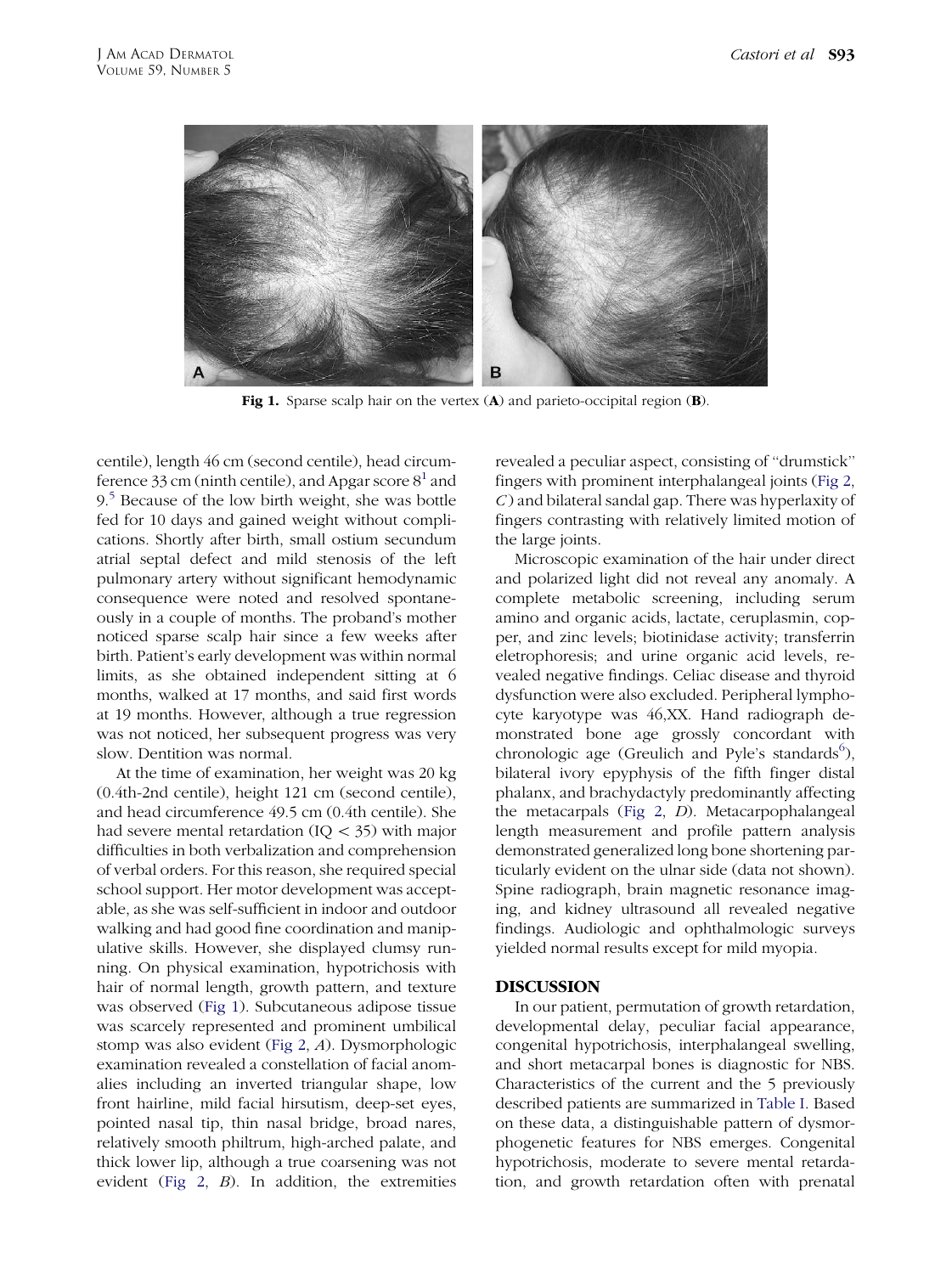Fig 1. Sparse scalp hair on the vertex (**A**) and parieto-occipital region (**B**).

centile), length 46 cm (second centile), head circumference 33 cm (ninth centile), and Apgar score 8[1] and 9.[5] Because of the low birth weight, she was bottle fed for 10 days and gained weight without complications. Shortly after birth, small ostium secundum atrial septal defect and mild stenosis of the left pulmonary artery without significant hemodynamic consequence were noted and resolved spontaneously in a couple of months. The proband's mother noticed sparse scalp hair since a few weeks after birth. Patient's early development was within normal limits, as she obtained independent sitting at 6 months, walked at 17 months, and said first words at 19 months. However, although a true regression was not noticed, her subsequent progress was very slow. Dentition was normal.

At the time of examination, her weight was 20 kg (0.4th-2nd centile), height 121 cm (second centile), and head circumference 49.5 cm (0.4th centile). She had severe mental retardation (IQ < 35) with major difficulties in both verbalization and comprehension of verbal orders. For this reason, she required special school support. Her motor development was acceptable, as she was self-sufficient in indoor and outdoor walking and had good fine coordination and manipulative skills. However, she displayed clumsy running. On physical examination, hypotrichosis with hair of normal length, growth pattern, and texture was observed (Fig 1). Subcutaneous adipose tissue was scarcely represented and prominent umbilical stomp was also evident (Fig 2, *A*). Dysmorphologic examination revealed a constellation of facial anomalies including an inverted triangular shape, low front hairline, mild facial hirsutism, deep-set eyes, pointed nasal tip, thin nasal bridge, broad nares, relatively smooth philtrum, high-arched palate, and thick lower lip, although a true coarsening was not evident (Fig 2, *B*). In addition, the extremities revealed a peculiar aspect, consisting of "drumstick" fingers with prominent interphalangeal joints (Fig 2, *C*) and bilateral sandal gap. There was hyperlaxity of fingers contrasting with relatively limited motion of the large joints.

Microscopic examination of the hair under direct and polarized light did not reveal any anomaly. A complete metabolic screening, including serum amino and organic acids, lactate, ceruplasmin, copper, and zinc levels; biotinidase activity; transferrin eletrophoresis; and urine organic acid levels, revealed negative findings. Celiac disease and thyroid dysfunction were also excluded. Peripheral lymphocyte karyotype was 46,XX. Hand radiograph demonstrated bone age grossly concordant with chronologic age (Greulich and Pyle's standards[6]), bilateral ivory epyphysis of the fifth finger distal phalanx, and brachydactyly predominantly affecting the metacarpals (Fig 2, *D*). Metacarpophalangeal length measurement and profile pattern analysis demonstrated generalized long bone shortening particularly evident on the ulnar side (data not shown). Spine radiograph, brain magnetic resonance imaging, and kidney ultrasound all revealed negative findings. Audiologic and ophthalmologic surveys yielded normal results except for mild myopia.

## DISCUSSION

In our patient, permutation of growth retardation, developmental delay, peculiar facial appearance, congenital hypotrichosis, interphalangeal swelling, and short metacarpal bones is diagnostic for NBS. Characteristics of the current and the 5 previously described patients are summarized in Table I. Based on these data, a distinguishable pattern of dysmorphogenetic features for NBS emerges. Congenital hypotrichosis, moderate to severe mental retardation, and growth retardation often with prenatal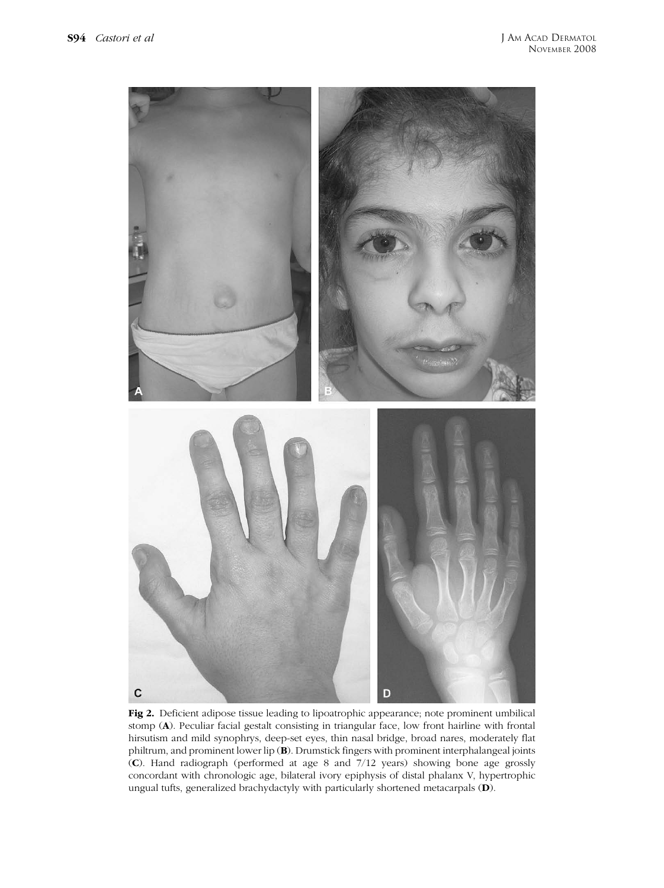**Fig 2.** Deficient adipose tissue leading to lipoatrophic appearance; note prominent umbilical stomp (**A**). Peculiar facial gestalt consisting in triangular face, low front hairline with frontal hirsutism and mild synophrys, deep-set eyes, thin nasal bridge, broad nares, moderately flat philtrum, and prominent lower lip (**B**). Drumstick fingers with prominent interphalangeal joints (**C**). Hand radiograph (performed at age 8 and 7/12 years) showing bone age grossly concordant with chronologic age, bilateral ivory epiphysis of distal phalanx V, hypertrophic ungual tufts, generalized brachydactyly with particularly shortened metacarpals (**D**).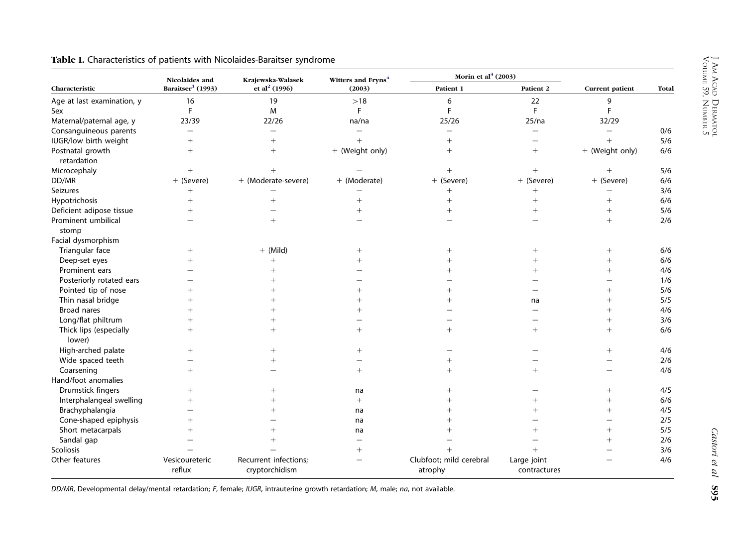**Table I.** Characteristics of patients with Nicolaides-Baraitser syndrome

| Characteristic | Nicolaides and Baraitser[1] (1993) | Krajewska-Walasek et al[2] (1996) | Witters and Fryns[4] (2003) | Morin et al[3] (2003) | | Current patient | Total |
|---|---|---|---|---|---|---|---|
| | | | | Patient 1 | Patient 2 | | |
| Age at last examination, y | 16 | 19 | >18 | 6 | 22 | 9 | |
| Sex | F | M | F | F | F | F | |
| Maternal/paternal age, y | 23/39 | 22/26 | na/na | 25/26 | 25/na | 32/29 | |
| Consanguineous parents | − | − | − | − | − | − | 0/6 |
| IUGR/low birth weight | + | + | + | + | − | + | 5/6 |
| Postnatal growth retardation | + | + | + (Weight only) | + | + | + (Weight only) | 6/6 |
| Microcephaly | + | + | − | + | + | + | 5/6 |
| DD/MR | + (Severe) | + (Moderate-severe) | + (Moderate) | + (Severe) | + (Severe) | + (Severe) | 6/6 |
| Seizures | + | − | − | + | + | − | 3/6 |
| Hypotrichosis | + | + | + | + | + | + | 6/6 |
| Deficient adipose tissue | + | − | + | + | + | + | 5/6 |
| Prominent umbilical stomp | − | + | − | − | − | + | 2/6 |
| Facial dysmorphism | | | | | | | |
| Triangular face | + | + (Mild) | + | + | + | + | 6/6 |
| Deep-set eyes | + | + | + | + | + | + | 6/6 |
| Prominent ears | − | + | − | + | + | + | 4/6 |
| Posteriorly rotated ears | − | + | − | − | − | − | 1/6 |
| Pointed tip of nose | + | + | + | + | − | + | 5/6 |
| Thin nasal bridge | + | + | + | + | na | + | 5/5 |
| Broad nares | + | + | + | − | − | + | 4/6 |
| Long/flat philtrum | + | + | − | − | − | + | 3/6 |
| Thick lips (especially lower) | + | + | + | + | + | + | 6/6 |
| High-arched palate | + | + | + | − | − | + | 4/6 |
| Wide spaced teeth | − | + | − | + | − | − | 2/6 |
| Coarsening | + | − | + | + | + | − | 4/6 |
| Hand/foot anomalies | | | | | | | |
| Drumstick fingers | + | + | na | + | − | + | 4/5 |
| Interphalangeal swelling | + | + | + | + | + | + | 6/6 |
| Brachyphalangia | − | + | na | + | + | + | 4/5 |
| Cone-shaped epiphysis | + | − | na | + | − | − | 2/5 |
| Short metacarpals | + | + | na | + | + | + | 5/5 |
| Sandal gap | − | + | − | − | − | + | 2/6 |
| Scoliosis | − | − | + | + | + | − | 3/6 |
| Other features | Vesicoureteric reflux | Recurrent infections; cryptorchidism | − | Clubfoot; mild cerebral atrophy | Large joint contractures | − | 4/6 |

*DD/MR*, Developmental delay/mental retardation; *F*, female; *IUGR*, intrauterine growth retardation; *M*, male; *na*, not available.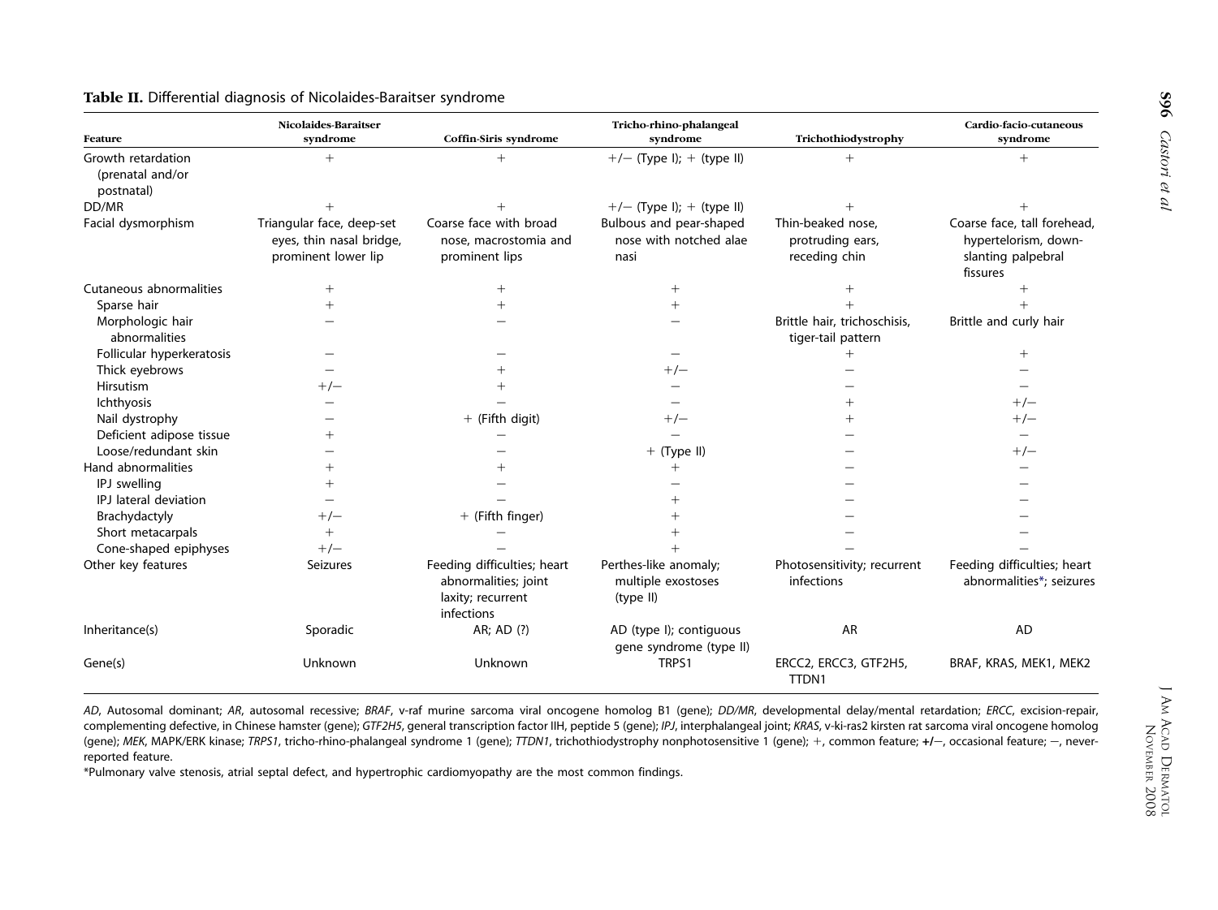**Table II.** Differential diagnosis of Nicolaides-Baraitser syndrome

| Feature | Nicolaides-Baraitser syndrome | Coffin-Siris syndrome | Tricho-rhino-phalangeal syndrome | Trichothiodystrophy | Cardio-facio-cutaneous syndrome |
|---|---|---|---|---|---|
| Growth retardation (prenatal and/or postnatal) | + | + | +/− (Type I); + (type II) | + | + |
| DD/MR | + | + | +/− (Type I); + (type II) | + | + |
| Facial dysmorphism | Triangular face, deep-set eyes, thin nasal bridge, prominent lower lip | Coarse face with broad nose, macrostomia and prominent lips | Bulbous and pear-shaped nose with notched alae nasi | Thin-beaked nose, protruding ears, receding chin | Coarse face, tall forehead, hypertelorism, down-slanting palpebral fissures |
| Cutaneous abnormalities | + | + | + | + | + |
| Sparse hair | + | + | + | + | + |
| Morphologic hair abnormalities | − | − | − | Brittle hair, trichoschisis, tiger-tail pattern | Brittle and curly hair |
| Follicular hyperkeratosis | − | − | − | + | + |
| Thick eyebrows | − | + | +/− | − | − |
| Hirsutism | +/− | + | − | − | − |
| Ichthyosis | − | − | − | + | +/− |
| Nail dystrophy | − | + (Fifth digit) | +/− | + | +/− |
| Deficient adipose tissue | + | − | − | − | − |
| Loose/redundant skin | − | − | + (Type II) | − | +/− |
| Hand abnormalities | + | + | + | − | − |
| IPJ swelling | + | − | − | − | − |
| IPJ lateral deviation | − | − | + | − | − |
| Brachydactyly | +/− | + (Fifth finger) | + | − | − |
| Short metacarpals | + | − | + | − | − |
| Cone-shaped epiphyses | +/− | − | + | − | − |
| Other key features | Seizures | Feeding difficulties; heart abnormalities; joint laxity; recurrent infections | Perthes-like anomaly; multiple exostoses (type II) | Photosensitivity; recurrent infections | Feeding difficulties; heart abnormalities*; seizures |
| Inheritance(s) | Sporadic | AR; AD (?) | AD (type I); contiguous gene syndrome (type II) | AR | AD |
| Gene(s) | Unknown | Unknown | TRPS1 | ERCC2, ERCC3, GTF2H5, TTDN1 | BRAF, KRAS, MEK1, MEK2 |

*AD*, Autosomal dominant; *AR*, autosomal recessive; *BRAF*, v-raf murine sarcoma viral oncogene homolog B1 (gene); *DD/MR*, developmental delay/mental retardation; *ERCC*, excision-repair, complementing defective, in Chinese hamster (gene); *GTF2H5*, general transcription factor IIH, peptide 5 (gene); *IPJ*, interphalangeal joint; *KRAS*, v-ki-ras2 kirsten rat sarcoma viral oncogene homolog (gene); *MEK*, MAPK/ERK kinase; *TRPS1*, tricho-rhino-phalangeal syndrome 1 (gene); *TTDN1*, trichothiodystrophy nonphotosensitive 1 (gene); +, common feature; **+/−**, occasional feature; −, never-reported feature.

*Pulmonary valve stenosis, atrial septal defect, and hypertrophic cardiomyopathy are the most common findings.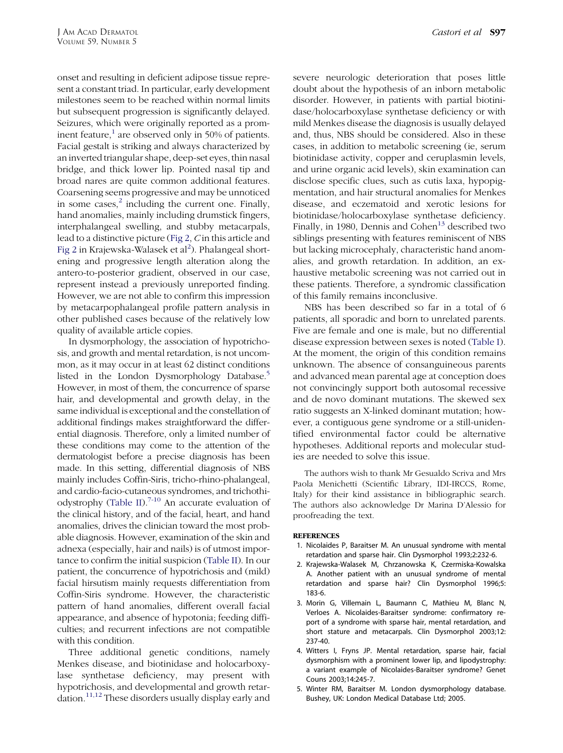onset and resulting in deficient adipose tissue represent a constant triad. In particular, early development milestones seem to be reached within normal limits but subsequent progression is significantly delayed. Seizures, which were originally reported as a prominent feature,[1] are observed only in 50% of patients. Facial gestalt is striking and always characterized by an inverted triangular shape, deep-set eyes, thin nasal bridge, and thick lower lip. Pointed nasal tip and broad nares are quite common additional features. Coarsening seems progressive and may be unnoticed in some cases,[2] including the current one. Finally, hand anomalies, mainly including drumstick fingers, interphalangeal swelling, and stubby metacarpals, lead to a distinctive picture (Fig 2, *C* in this article and Fig 2 in Krajewska-Walasek et al[2]). Phalangeal shortening and progressive length alteration along the antero-to-posterior gradient, observed in our case, represent instead a previously unreported finding. However, we are not able to confirm this impression by metacarpophalangeal profile pattern analysis in other published cases because of the relatively low quality of available article copies.

In dysmorphology, the association of hypotrichosis, and growth and mental retardation, is not uncommon, as it may occur in at least 62 distinct conditions listed in the London Dysmorphology Database.[5] However, in most of them, the concurrence of sparse hair, and developmental and growth delay, in the same individual is exceptional and the constellation of additional findings makes straightforward the differential diagnosis. Therefore, only a limited number of these conditions may come to the attention of the dermatologist before a precise diagnosis has been made. In this setting, differential diagnosis of NBS mainly includes Coffin-Siris, tricho-rhino-phalangeal, and cardio-facio-cutaneous syndromes, and trichothiodystrophy (Table II).[7-10] An accurate evaluation of the clinical history, and of the facial, heart, and hand anomalies, drives the clinician toward the most probable diagnosis. However, examination of the skin and adnexa (especially, hair and nails) is of utmost importance to confirm the initial suspicion (Table II). In our patient, the concurrence of hypotrichosis and (mild) facial hirsutism mainly requests differentiation from Coffin-Siris syndrome. However, the characteristic pattern of hand anomalies, different overall facial appearance, and absence of hypotonia; feeding difficulties; and recurrent infections are not compatible with this condition.

Three additional genetic conditions, namely Menkes disease, and biotinidase and holocarboxylase synthetase deficiency, may present with hypotrichosis, and developmental and growth retardation.[11,12] These disorders usually display early and severe neurologic deterioration that poses little doubt about the hypothesis of an inborn metabolic disorder. However, in patients with partial biotinidase/holocarboxylase synthetase deficiency or with mild Menkes disease the diagnosis is usually delayed and, thus, NBS should be considered. Also in these cases, in addition to metabolic screening (ie, serum biotinidase activity, copper and ceruplasmin levels, and urine organic acid levels), skin examination can disclose specific clues, such as cutis laxa, hypopigmentation, and hair structural anomalies for Menkes disease, and eczematoid and xerotic lesions for biotinidase/holocarboxylase synthetase deficiency. Finally, in 1980, Dennis and Cohen[13] described two siblings presenting with features reminiscent of NBS but lacking microcephaly, characteristic hand anomalies, and growth retardation. In addition, an exhaustive metabolic screening was not carried out in these patients. Therefore, a syndromic classification of this family remains inconclusive.

NBS has been described so far in a total of 6 patients, all sporadic and born to unrelated parents. Five are female and one is male, but no differential disease expression between sexes is noted (Table I). At the moment, the origin of this condition remains unknown. The absence of consanguineous parents and advanced mean parental age at conception does not convincingly support both autosomal recessive and de novo dominant mutations. The skewed sex ratio suggests an X-linked dominant mutation; however, a contiguous gene syndrome or a still-unidentified environmental factor could be alternative hypotheses. Additional reports and molecular studies are needed to solve this issue.

The authors wish to thank Mr Gesualdo Scriva and Mrs Paola Menichetti (Scientific Library, IDI-IRCCS, Rome, Italy) for their kind assistance in bibliographic search. The authors also acknowledge Dr Marina D'Alessio for proofreading the text.

## REFERENCES

1. Nicolaides P, Baraitser M. An unusual syndrome with mental retardation and sparse hair. Clin Dysmorphol 1993;2:232-6.
2. Krajewska-Walasek M, Chrzanowska K, Czermiska-Kowalska A. Another patient with an unusual syndrome of mental retardation and sparse hair? Clin Dysmorphol 1996;5:183-6.
3. Morin G, Villemain L, Baumann C, Mathieu M, Blanc N, Verloes A. Nicolaides-Baraitser syndrome: confirmatory report of a syndrome with sparse hair, mental retardation, and short stature and metacarpals. Clin Dysmorphol 2003;12:237-40.
4. Witters I, Fryns JP. Mental retardation, sparse hair, facial dysmorphism with a prominent lower lip, and lipodystrophy: a variant example of Nicolaides-Baraitser syndrome? Genet Couns 2003;14:245-7.
5. Winter RM, Baraitser M. London dysmorphology database. Bushey, UK: London Medical Database Ltd; 2005.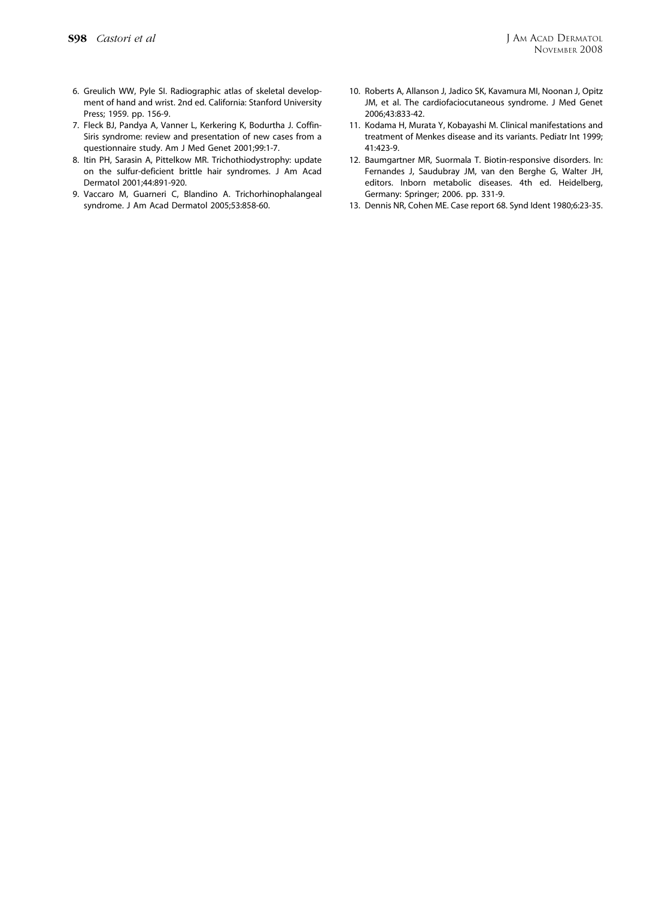6. Greulich WW, Pyle SI. Radiographic atlas of skeletal development of hand and wrist. 2nd ed. California: Stanford University Press; 1959. pp. 156-9.
7. Fleck BJ, Pandya A, Vanner L, Kerkering K, Bodurtha J. Coffin-Siris syndrome: review and presentation of new cases from a questionnaire study. Am J Med Genet 2001;99:1-7.
8. Itin PH, Sarasin A, Pittelkow MR. Trichothiodystrophy: update on the sulfur-deficient brittle hair syndromes. J Am Acad Dermatol 2001;44:891-920.
9. Vaccaro M, Guarneri C, Blandino A. Trichorhinophalangeal syndrome. J Am Acad Dermatol 2005;53:858-60.
10. Roberts A, Allanson J, Jadico SK, Kavamura MI, Noonan J, Opitz JM, et al. The cardiofaciocutaneous syndrome. J Med Genet 2006;43:833-42.
11. Kodama H, Murata Y, Kobayashi M. Clinical manifestations and treatment of Menkes disease and its variants. Pediatr Int 1999; 41:423-9.
12. Baumgartner MR, Suormala T. Biotin-responsive disorders. In: Fernandes J, Saudubray JM, van den Berghe G, Walter JH, editors. Inborn metabolic diseases. 4th ed. Heidelberg, Germany: Springer; 2006. pp. 331-9.
13. Dennis NR, Cohen ME. Case report 68. Synd Ident 1980;6:23-35.